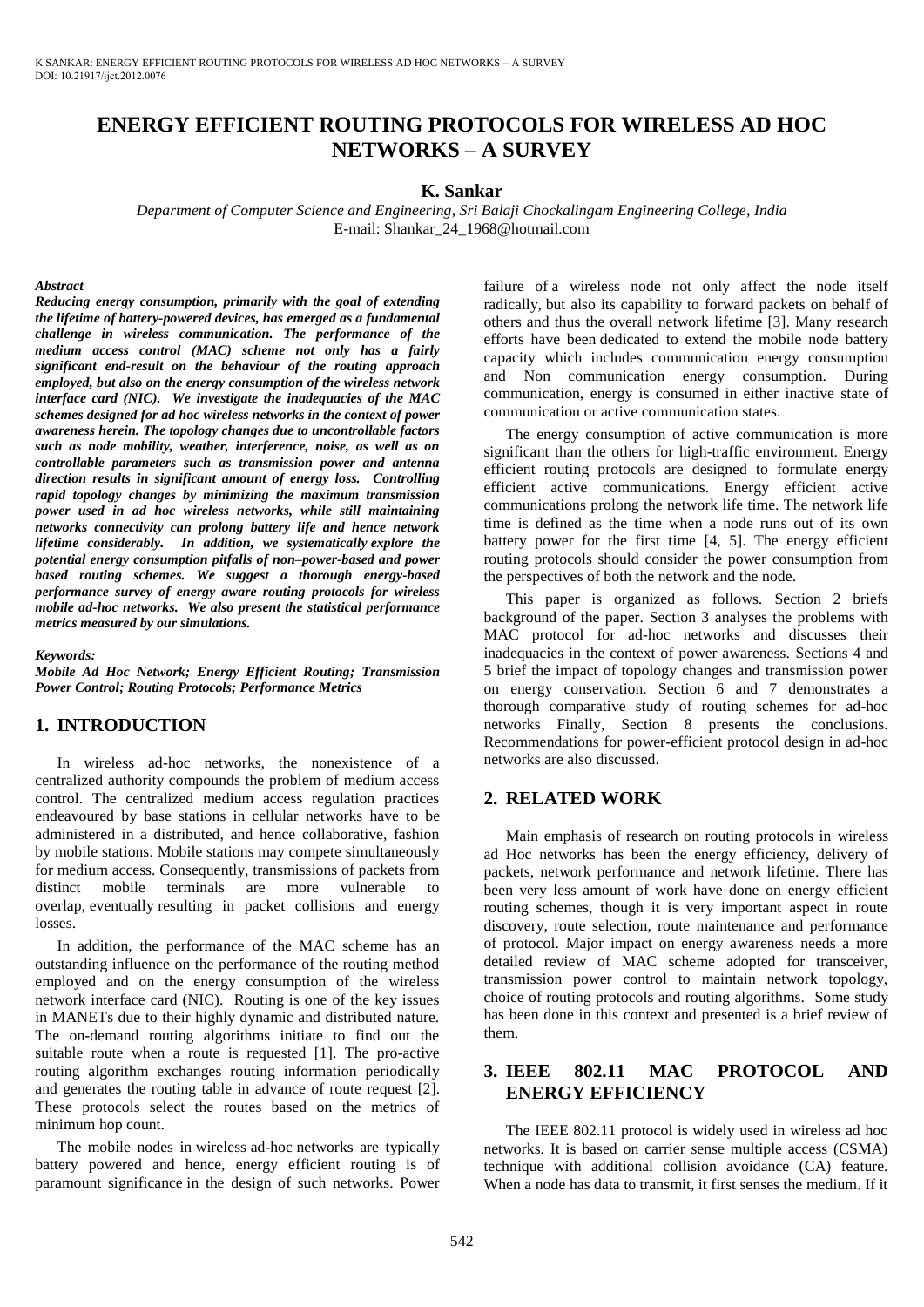# ENERGY EFFICIENT ROUTING PROTOCOLS FOR WIRELESS AD HOC NETWORKS – A SURVEY

**K. Sankar**

*Department of Computer Science and Engineering, Sri Balaji Chockalingam Engineering College, India*
E-mail: Shankar_24_1968@hotmail.com

***Abstract***

***Reducing energy consumption, primarily with the goal of extending the lifetime of battery-powered devices, has emerged as a fundamental challenge in wireless communication. The performance of the medium access control (MAC) scheme not only has a fairly significant end-result on the behaviour of the routing approach employed, but also on the energy consumption of the wireless network interface card (NIC). We investigate the inadequacies of the MAC schemes designed for ad hoc wireless networks in the context of power awareness herein. The topology changes due to uncontrollable factors such as node mobility, weather, interference, noise, as well as on controllable parameters such as transmission power and antenna direction results in significant amount of energy loss. Controlling rapid topology changes by minimizing the maximum transmission power used in ad hoc wireless networks, while still maintaining networks connectivity can prolong battery life and hence network lifetime considerably. In addition, we systematically explore the potential energy consumption pitfalls of non–power-based and power based routing schemes. We suggest a thorough energy-based performance survey of energy aware routing protocols for wireless mobile ad-hoc networks. We also present the statistical performance metrics measured by our simulations.***

***Keywords:***

***Mobile Ad Hoc Network; Energy Efficient Routing; Transmission Power Control; Routing Protocols; Performance Metrics***

## 1. INTRODUCTION

In wireless ad-hoc networks, the nonexistence of a centralized authority compounds the problem of medium access control. The centralized medium access regulation practices endeavoured by base stations in cellular networks have to be administered in a distributed, and hence collaborative, fashion by mobile stations. Mobile stations may compete simultaneously for medium access. Consequently, transmissions of packets from distinct mobile terminals are more vulnerable to overlap, eventually resulting in packet collisions and energy losses.

In addition, the performance of the MAC scheme has an outstanding influence on the performance of the routing method employed and on the energy consumption of the wireless network interface card (NIC). Routing is one of the key issues in MANETs due to their highly dynamic and distributed nature. The on-demand routing algorithms initiate to find out the suitable route when a route is requested [1]. The pro-active routing algorithm exchanges routing information periodically and generates the routing table in advance of route request [2]. These protocols select the routes based on the metrics of minimum hop count.

The mobile nodes in wireless ad-hoc networks are typically battery powered and hence, energy efficient routing is of paramount significance in the design of such networks. Power failure of a wireless node not only affect the node itself radically, but also its capability to forward packets on behalf of others and thus the overall network lifetime [3]. Many research efforts have been dedicated to extend the mobile node battery capacity which includes communication energy consumption and Non communication energy consumption. During communication, energy is consumed in either inactive state of communication or active communication states.

The energy consumption of active communication is more significant than the others for high-traffic environment. Energy efficient routing protocols are designed to formulate energy efficient active communications. Energy efficient active communications prolong the network life time. The network life time is defined as the time when a node runs out of its own battery power for the first time [4, 5]. The energy efficient routing protocols should consider the power consumption from the perspectives of both the network and the node.

This paper is organized as follows. Section 2 briefs background of the paper. Section 3 analyses the problems with MAC protocol for ad-hoc networks and discusses their inadequacies in the context of power awareness. Sections 4 and 5 brief the impact of topology changes and transmission power on energy conservation. Section 6 and 7 demonstrates a thorough comparative study of routing schemes for ad-hoc networks Finally, Section 8 presents the conclusions. Recommendations for power-efficient protocol design in ad-hoc networks are also discussed.

## 2. RELATED WORK

Main emphasis of research on routing protocols in wireless ad Hoc networks has been the energy efficiency, delivery of packets, network performance and network lifetime. There has been very less amount of work have done on energy efficient routing schemes, though it is very important aspect in route discovery, route selection, route maintenance and performance of protocol. Major impact on energy awareness needs a more detailed review of MAC scheme adopted for transceiver, transmission power control to maintain network topology, choice of routing protocols and routing algorithms. Some study has been done in this context and presented is a brief review of them.

## 3. IEEE 802.11 MAC PROTOCOL AND ENERGY EFFICIENCY

The IEEE 802.11 protocol is widely used in wireless ad hoc networks. It is based on carrier sense multiple access (CSMA) technique with additional collision avoidance (CA) feature. When a node has data to transmit, it first senses the medium. If it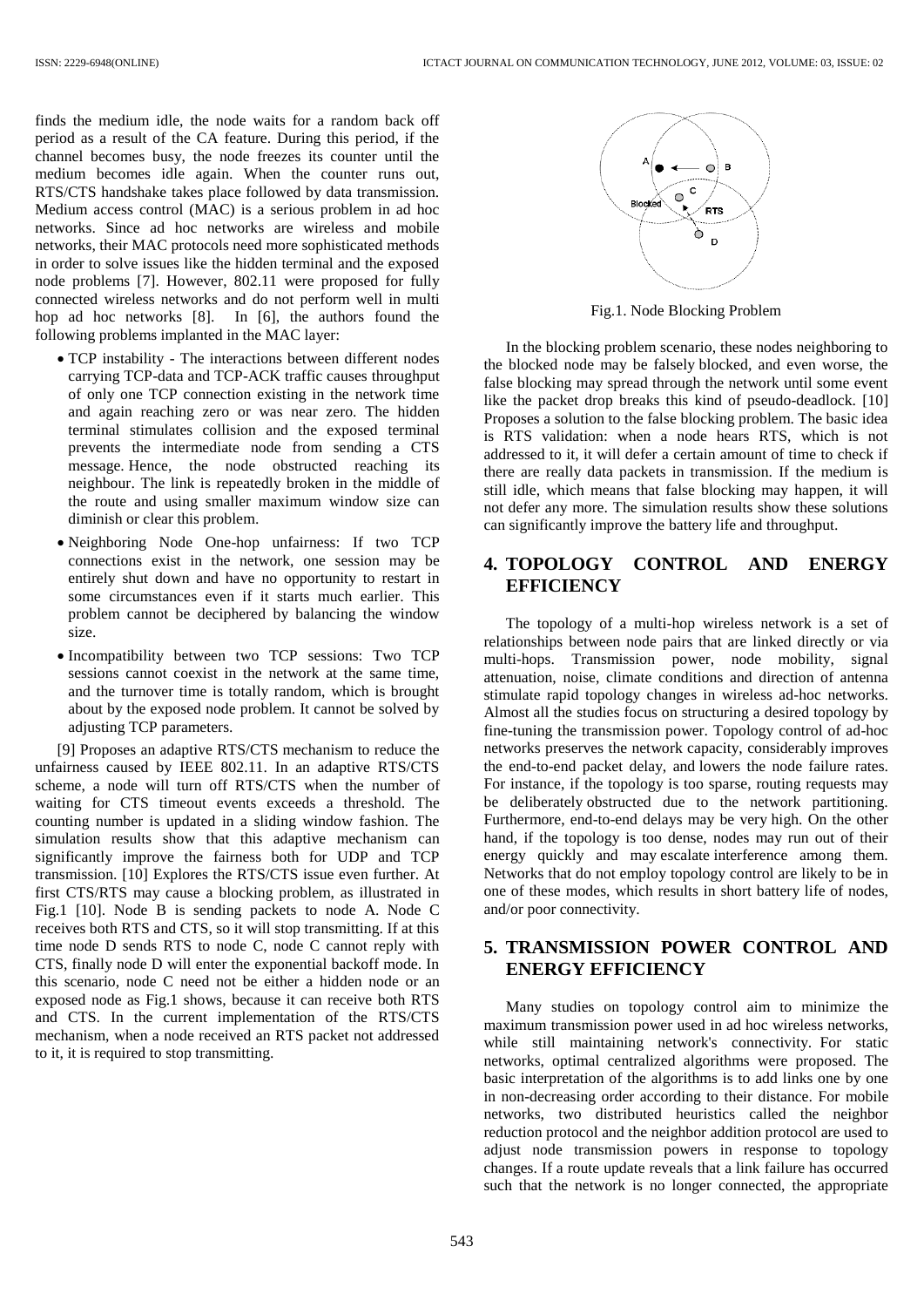finds the medium idle, the node waits for a random back off period as a result of the CA feature. During this period, if the channel becomes busy, the node freezes its counter until the medium becomes idle again. When the counter runs out, RTS/CTS handshake takes place followed by data transmission. Medium access control (MAC) is a serious problem in ad hoc networks. Since ad hoc networks are wireless and mobile networks, their MAC protocols need more sophisticated methods in order to solve issues like the hidden terminal and the exposed node problems [7]. However, 802.11 were proposed for fully connected wireless networks and do not perform well in multi hop ad hoc networks [8]. In [6], the authors found the following problems implanted in the MAC layer:

- TCP instability - The interactions between different nodes carrying TCP-data and TCP-ACK traffic causes throughput of only one TCP connection existing in the network time and again reaching zero or was near zero. The hidden terminal stimulates collision and the exposed terminal prevents the intermediate node from sending a CTS message. Hence, the node obstructed reaching its neighbour. The link is repeatedly broken in the middle of the route and using smaller maximum window size can diminish or clear this problem.
- Neighboring Node One-hop unfairness: If two TCP connections exist in the network, one session may be entirely shut down and have no opportunity to restart in some circumstances even if it starts much earlier. This problem cannot be deciphered by balancing the window size.
- Incompatibility between two TCP sessions: Two TCP sessions cannot coexist in the network at the same time, and the turnover time is totally random, which is brought about by the exposed node problem. It cannot be solved by adjusting TCP parameters.

[9] Proposes an adaptive RTS/CTS mechanism to reduce the unfairness caused by IEEE 802.11. In an adaptive RTS/CTS scheme, a node will turn off RTS/CTS when the number of waiting for CTS timeout events exceeds a threshold. The counting number is updated in a sliding window fashion. The simulation results show that this adaptive mechanism can significantly improve the fairness both for UDP and TCP transmission. [10] Explores the RTS/CTS issue even further. At first CTS/RTS may cause a blocking problem, as illustrated in Fig.1 [10]. Node B is sending packets to node A. Node C receives both RTS and CTS, so it will stop transmitting. If at this time node D sends RTS to node C, node C cannot reply with CTS, finally node D will enter the exponential backoff mode. In this scenario, node C need not be either a hidden node or an exposed node as Fig.1 shows, because it can receive both RTS and CTS. In the current implementation of the RTS/CTS mechanism, when a node received an RTS packet not addressed to it, it is required to stop transmitting.

Fig.1. Node Blocking Problem

In the blocking problem scenario, these nodes neighboring to the blocked node may be falsely blocked, and even worse, the false blocking may spread through the network until some event like the packet drop breaks this kind of pseudo-deadlock. [10] Proposes a solution to the false blocking problem. The basic idea is RTS validation: when a node hears RTS, which is not addressed to it, it will defer a certain amount of time to check if there are really data packets in transmission. If the medium is still idle, which means that false blocking may happen, it will not defer any more. The simulation results show these solutions can significantly improve the battery life and throughput.

## 4. TOPOLOGY CONTROL AND ENERGY EFFICIENCY

The topology of a multi-hop wireless network is a set of relationships between node pairs that are linked directly or via multi-hops. Transmission power, node mobility, signal attenuation, noise, climate conditions and direction of antenna stimulate rapid topology changes in wireless ad-hoc networks. Almost all the studies focus on structuring a desired topology by fine-tuning the transmission power. Topology control of ad-hoc networks preserves the network capacity, considerably improves the end-to-end packet delay, and lowers the node failure rates. For instance, if the topology is too sparse, routing requests may be deliberately obstructed due to the network partitioning. Furthermore, end-to-end delays may be very high. On the other hand, if the topology is too dense, nodes may run out of their energy quickly and may escalate interference among them. Networks that do not employ topology control are likely to be in one of these modes, which results in short battery life of nodes, and/or poor connectivity.

## 5. TRANSMISSION POWER CONTROL AND ENERGY EFFICIENCY

Many studies on topology control aim to minimize the maximum transmission power used in ad hoc wireless networks, while still maintaining network's connectivity. For static networks, optimal centralized algorithms were proposed. The basic interpretation of the algorithms is to add links one by one in non-decreasing order according to their distance. For mobile networks, two distributed heuristics called the neighbor reduction protocol and the neighbor addition protocol are used to adjust node transmission powers in response to topology changes. If a route update reveals that a link failure has occurred such that the network is no longer connected, the appropriate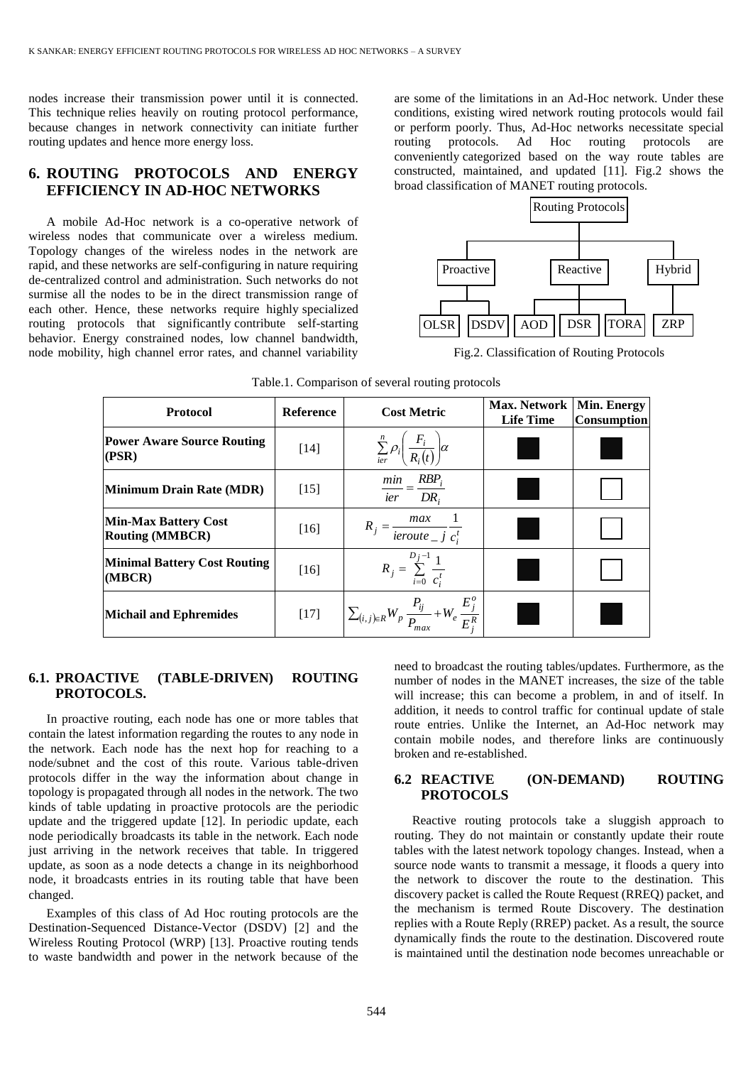nodes increase their transmission power until it is connected. This technique relies heavily on routing protocol performance, because changes in network connectivity can initiate further routing updates and hence more energy loss.

## 6. ROUTING PROTOCOLS AND ENERGY EFFICIENCY IN AD-HOC NETWORKS

A mobile Ad-Hoc network is a co-operative network of wireless nodes that communicate over a wireless medium. Topology changes of the wireless nodes in the network are rapid, and these networks are self-configuring in nature requiring de-centralized control and administration. Such networks do not surmise all the nodes to be in the direct transmission range of each other. Hence, these networks require highly specialized routing protocols that significantly contribute self-starting behavior. Energy constrained nodes, low channel bandwidth, node mobility, high channel error rates, and channel variability are some of the limitations in an Ad-Hoc network. Under these conditions, existing wired network routing protocols would fail or perform poorly. Thus, Ad-Hoc networks necessitate special routing protocols. Ad Hoc routing protocols are conveniently categorized based on the way route tables are constructed, maintained, and updated [11]. Fig.2 shows the broad classification of MANET routing protocols.

- Routing Protocols
  - Proactive
    - OLSR
    - DSDV
  - Reactive
    - AOD
    - DSR
    - TORA
  - Hybrid
    - ZRP

Fig.2. Classification of Routing Protocols

Table.1. Comparison of several routing protocols

| Protocol | Reference | Cost Metric | Max. Network Life Time | Min. Energy Consumption |
|---|---|---|---|---|
| **Power Aware Source Routing (PSR)** | [14] | $\sum_{ier}^{n} \rho_i \left( \frac{F_i}{R_i(t)} \right) \alpha$ | ■ | ■ |
| **Minimum Drain Rate (MDR)** | [15] | $\frac{min}{ier} = \frac{RBP_i}{DR_i}$ | ■ | □ |
| **Min-Max Battery Cost Routing (MMBCR)** | [16] | $R_j = \frac{max}{ieroute\_j} \frac{1}{c_i^t}$ | ■ | □ |
| **Minimal Battery Cost Routing (MBCR)** | [16] | $R_j = \sum_{i=0}^{D_j - 1} \frac{1}{c_i^t}$ | ■ | □ |
| **Michail and Ephremides** | [17] | $\sum_{(i,j) \in R} W_p \frac{P_{ij}}{P_{max}} + W_e \frac{E_j^o}{E_j^R}$ | ■ | ■ |

### 6.1. PROACTIVE (TABLE-DRIVEN) ROUTING PROTOCOLS.

In proactive routing, each node has one or more tables that contain the latest information regarding the routes to any node in the network. Each node has the next hop for reaching to a node/subnet and the cost of this route. Various table-driven protocols differ in the way the information about change in topology is propagated through all nodes in the network. The two kinds of table updating in proactive protocols are the periodic update and the triggered update [12]. In periodic update, each node periodically broadcasts its table in the network. Each node just arriving in the network receives that table. In triggered update, as soon as a node detects a change in its neighborhood node, it broadcasts entries in its routing table that have been changed.

Examples of this class of Ad Hoc routing protocols are the Destination-Sequenced Distance-Vector (DSDV) [2] and the Wireless Routing Protocol (WRP) [13]. Proactive routing tends to waste bandwidth and power in the network because of the need to broadcast the routing tables/updates. Furthermore, as the number of nodes in the MANET increases, the size of the table will increase; this can become a problem, in and of itself. In addition, it needs to control traffic for continual update of stale route entries. Unlike the Internet, an Ad-Hoc network may contain mobile nodes, and therefore links are continuously broken and re-established.

### 6.2 REACTIVE (ON-DEMAND) ROUTING PROTOCOLS

Reactive routing protocols take a sluggish approach to routing. They do not maintain or constantly update their route tables with the latest network topology changes. Instead, when a source node wants to transmit a message, it floods a query into the network to discover the route to the destination. This discovery packet is called the Route Request (RREQ) packet, and the mechanism is termed Route Discovery. The destination replies with a Route Reply (RREP) packet. As a result, the source dynamically finds the route to the destination. Discovered route is maintained until the destination node becomes unreachable or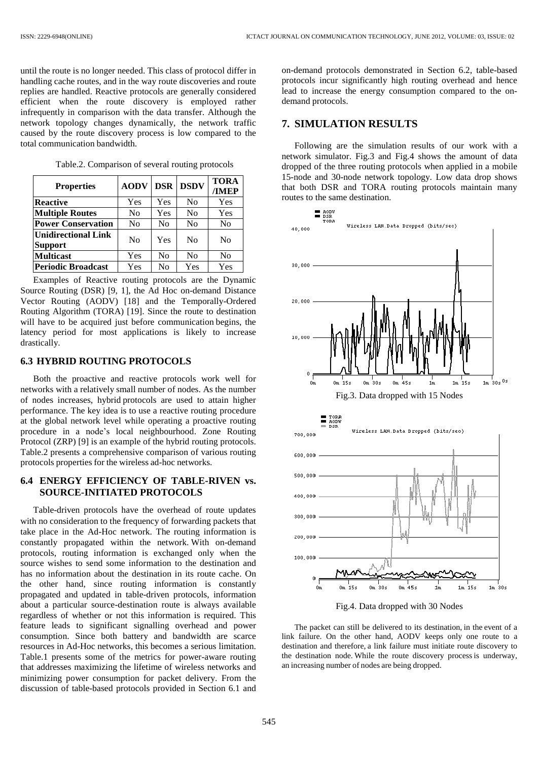until the route is no longer needed. This class of protocol differ in handling cache routes, and in the way route discoveries and route replies are handled. Reactive protocols are generally considered efficient when the route discovery is employed rather infrequently in comparison with the data transfer. Although the network topology changes dynamically, the network traffic caused by the route discovery process is low compared to the total communication bandwidth.

Table.2. Comparison of several routing protocols

| Properties | AODV | DSR | DSDV | TORA /IMEP |
|---|---|---|---|---|
| **Reactive** | Yes | Yes | No | Yes |
| **Multiple Routes** | No | Yes | No | Yes |
| **Power Conservation** | No | No | No | No |
| **Unidirectional Link Support** | No | Yes | No | No |
| **Multicast** | Yes | No | No | No |
| **Periodic Broadcast** | Yes | No | Yes | Yes |

Examples of Reactive routing protocols are the Dynamic Source Routing (DSR) [9, 1], the Ad Hoc on-demand Distance Vector Routing (AODV) [18] and the Temporally-Ordered Routing Algorithm (TORA) [19]. Since the route to destination will have to be acquired just before communication begins, the latency period for most applications is likely to increase drastically.

### 6.3 HYBRID ROUTING PROTOCOLS

Both the proactive and reactive protocols work well for networks with a relatively small number of nodes. As the number of nodes increases, hybrid protocols are used to attain higher performance. The key idea is to use a reactive routing procedure at the global network level while operating a proactive routing procedure in a node's local neighbourhood. Zone Routing Protocol (ZRP) [9] is an example of the hybrid routing protocols. Table.2 presents a comprehensive comparison of various routing protocols properties for the wireless ad-hoc networks.

### 6.4 ENERGY EFFICIENCY OF TABLE-RIVEN vs. SOURCE-INITIATED PROTOCOLS

Table-driven protocols have the overhead of route updates with no consideration to the frequency of forwarding packets that take place in the Ad-Hoc network. The routing information is constantly propagated within the network. With on-demand protocols, routing information is exchanged only when the source wishes to send some information to the destination and has no information about the destination in its route cache. On the other hand, since routing information is constantly propagated and updated in table-driven protocols, information about a particular source-destination route is always available regardless of whether or not this information is required. This feature leads to significant signalling overhead and power consumption. Since both battery and bandwidth are scarce resources in Ad-Hoc networks, this becomes a serious limitation. Table.1 presents some of the metrics for power-aware routing that addresses maximizing the lifetime of wireless networks and minimizing power consumption for packet delivery. From the discussion of table-based protocols provided in Section 6.1 and on-demand protocols demonstrated in Section 6.2, table-based protocols incur significantly high routing overhead and hence lead to increase the energy consumption compared to the on-demand protocols.

## 7. SIMULATION RESULTS

Following are the simulation results of our work with a network simulator. Fig.3 and Fig.4 shows the amount of data dropped of the three routing protocols when applied in a mobile 15-node and 30-node network topology. Low data drop shows that both DSR and TORA routing protocols maintain many routes to the same destination.

Fig.3. Data dropped with 15 Nodes

Fig.4. Data dropped with 30 Nodes

The packet can still be delivered to its destination, in the event of a link failure. On the other hand, AODV keeps only one route to a destination and therefore, a link failure must initiate route discovery to the destination node. While the route discovery process is underway, an increasing number of nodes are being dropped.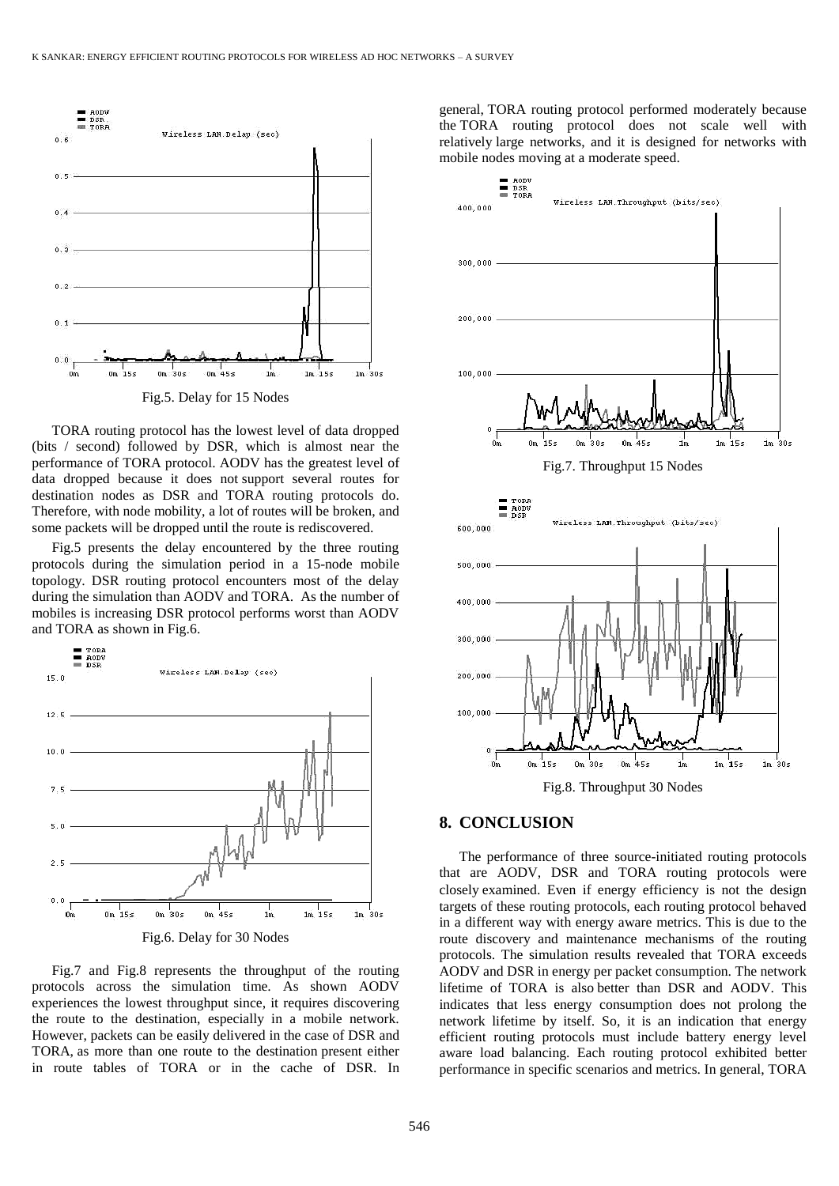Fig.5. Delay for 15 Nodes

TORA routing protocol has the lowest level of data dropped (bits / second) followed by DSR, which is almost near the performance of TORA protocol. AODV has the greatest level of data dropped because it does not support several routes for destination nodes as DSR and TORA routing protocols do. Therefore, with node mobility, a lot of routes will be broken, and some packets will be dropped until the route is rediscovered.

Fig.5 presents the delay encountered by the three routing protocols during the simulation period in a 15-node mobile topology. DSR routing protocol encounters most of the delay during the simulation than AODV and TORA. As the number of mobiles is increasing DSR protocol performs worst than AODV and TORA as shown in Fig.6.

Fig.6. Delay for 30 Nodes

Fig.7 and Fig.8 represents the throughput of the routing protocols across the simulation time. As shown AODV experiences the lowest throughput since, it requires discovering the route to the destination, especially in a mobile network. However, packets can be easily delivered in the case of DSR and TORA, as more than one route to the destination present either in route tables of TORA or in the cache of DSR. In general, TORA routing protocol performed moderately because the TORA routing protocol does not scale well with relatively large networks, and it is designed for networks with mobile nodes moving at a moderate speed.

Fig.7. Throughput 15 Nodes

Fig.8. Throughput 30 Nodes

## 8. CONCLUSION

The performance of three source-initiated routing protocols that are AODV, DSR and TORA routing protocols were closely examined. Even if energy efficiency is not the design targets of these routing protocols, each routing protocol behaved in a different way with energy aware metrics. This is due to the route discovery and maintenance mechanisms of the routing protocols. The simulation results revealed that TORA exceeds AODV and DSR in energy per packet consumption. The network lifetime of TORA is also better than DSR and AODV. This indicates that less energy consumption does not prolong the network lifetime by itself. So, it is an indication that energy efficient routing protocols must include battery energy level aware load balancing. Each routing protocol exhibited better performance in specific scenarios and metrics. In general, TORA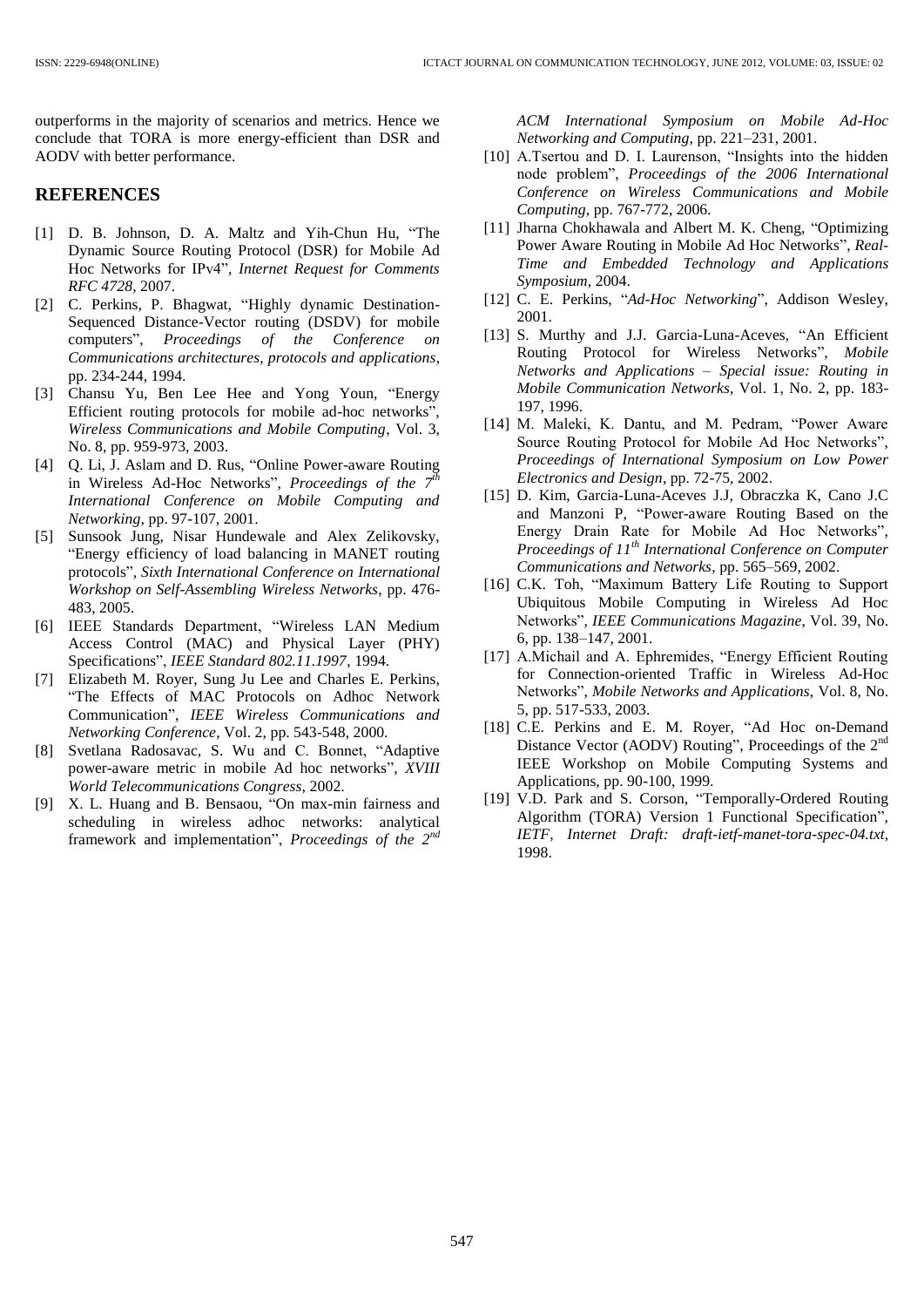outperforms in the majority of scenarios and metrics. Hence we conclude that TORA is more energy-efficient than DSR and AODV with better performance.

## REFERENCES

[1] D. B. Johnson, D. A. Maltz and Yih-Chun Hu, "The Dynamic Source Routing Protocol (DSR) for Mobile Ad Hoc Networks for IPv4", *Internet Request for Comments RFC 4728*, 2007.

[2] C. Perkins, P. Bhagwat, "Highly dynamic Destination-Sequenced Distance-Vector routing (DSDV) for mobile computers", *Proceedings of the Conference on Communications architectures, protocols and applications*, pp. 234-244, 1994.

[3] Chansu Yu, Ben Lee Hee and Yong Youn, "Energy Efficient routing protocols for mobile ad-hoc networks", *Wireless Communications and Mobile Computing*, Vol. 3, No. 8, pp. 959-973, 2003.

[4] Q. Li, J. Aslam and D. Rus, "Online Power-aware Routing in Wireless Ad-Hoc Networks", *Proceedings of the 7th International Conference on Mobile Computing and Networking*, pp. 97-107, 2001.

[5] Sunsook Jung, Nisar Hundewale and Alex Zelikovsky, "Energy efficiency of load balancing in MANET routing protocols", *Sixth International Conference on International Workshop on Self-Assembling Wireless Networks*, pp. 476-483, 2005.

[6] IEEE Standards Department, "Wireless LAN Medium Access Control (MAC) and Physical Layer (PHY) Specifications", *IEEE Standard 802.11.1997*, 1994.

[7] Elizabeth M. Royer, Sung Ju Lee and Charles E. Perkins, "The Effects of MAC Protocols on Adhoc Network Communication", *IEEE Wireless Communications and Networking Conference*, Vol. 2, pp. 543-548, 2000.

[8] Svetlana Radosavac, S. Wu and C. Bonnet, "Adaptive power-aware metric in mobile Ad hoc networks", *XVIII World Telecommunications Congress*, 2002.

[9] X. L. Huang and B. Bensaou, "On max-min fairness and scheduling in wireless adhoc networks: analytical framework and implementation", *Proceedings of the 2nd ACM International Symposium on Mobile Ad-Hoc Networking and Computing*, pp. 221–231, 2001.

[10] A.Tsertou and D. I. Laurenson, "Insights into the hidden node problem", *Proceedings of the 2006 International Conference on Wireless Communications and Mobile Computing*, pp. 767-772, 2006.

[11] Jharna Chokhawala and Albert M. K. Cheng, "Optimizing Power Aware Routing in Mobile Ad Hoc Networks", *Real-Time and Embedded Technology and Applications Symposium*, 2004.

[12] C. E. Perkins, "*Ad-Hoc Networking*", Addison Wesley, 2001.

[13] S. Murthy and J.J. Garcia-Luna-Aceves, "An Efficient Routing Protocol for Wireless Networks", *Mobile Networks and Applications – Special issue: Routing in Mobile Communication Networks*, Vol. 1, No. 2, pp. 183-197, 1996.

[14] M. Maleki, K. Dantu, and M. Pedram, "Power Aware Source Routing Protocol for Mobile Ad Hoc Networks", *Proceedings of International Symposium on Low Power Electronics and Design*, pp. 72-75, 2002.

[15] D. Kim, Garcia-Luna-Aceves J.J, Obraczka K, Cano J.C and Manzoni P, "Power-aware Routing Based on the Energy Drain Rate for Mobile Ad Hoc Networks", *Proceedings of 11th International Conference on Computer Communications and Networks*, pp. 565–569, 2002.

[16] C.K. Toh, "Maximum Battery Life Routing to Support Ubiquitous Mobile Computing in Wireless Ad Hoc Networks", *IEEE Communications Magazine*, Vol. 39, No. 6, pp. 138–147, 2001.

[17] A.Michail and A. Ephremides, "Energy Efficient Routing for Connection-oriented Traffic in Wireless Ad-Hoc Networks", *Mobile Networks and Applications*, Vol. 8, No. 5, pp. 517-533, 2003.

[18] C.E. Perkins and E. M. Royer, "Ad Hoc on-Demand Distance Vector (AODV) Routing", Proceedings of the 2nd IEEE Workshop on Mobile Computing Systems and Applications, pp. 90-100, 1999.

[19] V.D. Park and S. Corson, "Temporally-Ordered Routing Algorithm (TORA) Version 1 Functional Specification", *IETF, Internet Draft: draft-ietf-manet-tora-spec-04.txt*, 1998.